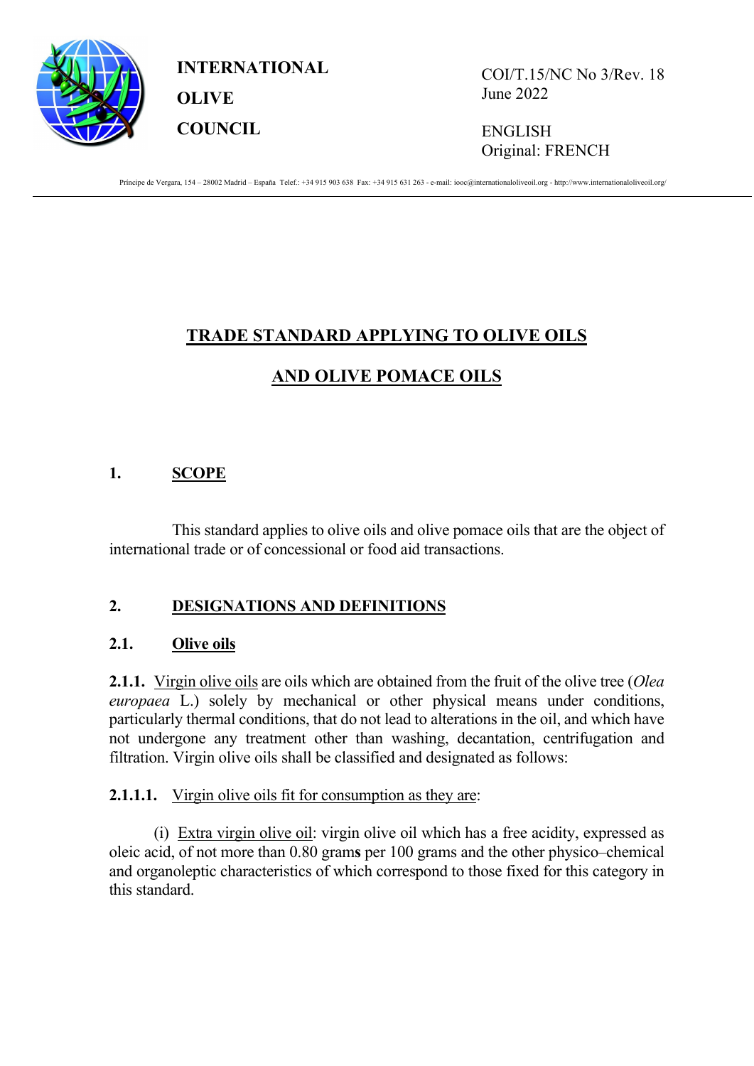**INTERNATIONAL OLIVE COUNCIL**

COI/T.15/NC No 3/Rev. 18
June 2022

ENGLISH
Original: FRENCH

Principe de Vergara, 154 – 28002 Madrid – España Telef.: +34 915 903 638 Fax: +34 915 631 263 - e-mail: iooc@internationaloliveoil.org - http://www.internationaloliveoil.org/

# TRADE STANDARD APPLYING TO OLIVE OILS AND OLIVE POMACE OILS

## 1. SCOPE

This standard applies to olive oils and olive pomace oils that are the object of international trade or of concessional or food aid transactions.

## 2. DESIGNATIONS AND DEFINITIONS

### 2.1. Olive oils

**2.1.1.** Virgin olive oils are oils which are obtained from the fruit of the olive tree (*Olea europaea* L.) solely by mechanical or other physical means under conditions, particularly thermal conditions, that do not lead to alterations in the oil, and which have not undergone any treatment other than washing, decantation, centrifugation and filtration. Virgin olive oils shall be classified and designated as follows:

**2.1.1.1.** Virgin olive oils fit for consumption as they are:

(i) Extra virgin olive oil: virgin olive oil which has a free acidity, expressed as oleic acid, of not more than 0.80 grams per 100 grams and the other physico–chemical and organoleptic characteristics of which correspond to those fixed for this category in this standard.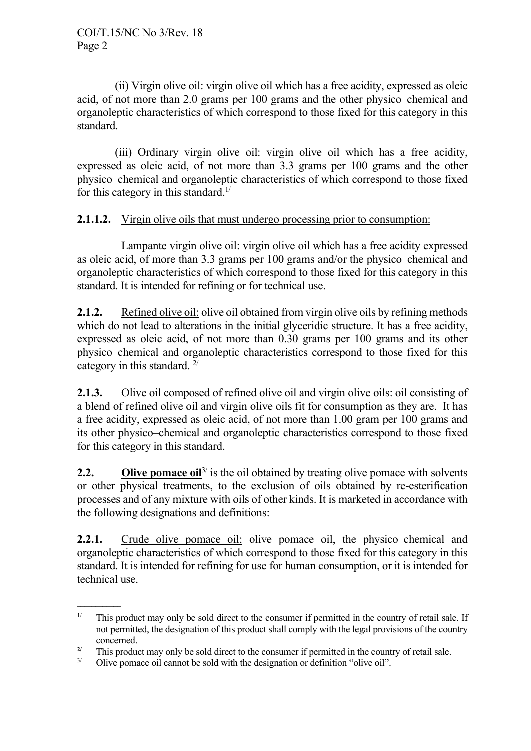(ii) Virgin olive oil: virgin olive oil which has a free acidity, expressed as oleic acid, of not more than 2.0 grams per 100 grams and the other physico–chemical and organoleptic characteristics of which correspond to those fixed for this category in this standard.

(iii) Ordinary virgin olive oil: virgin olive oil which has a free acidity, expressed as oleic acid, of not more than 3.3 grams per 100 grams and the other physico–chemical and organoleptic characteristics of which correspond to those fixed for this category in this standard.[1/]

**2.1.1.2.** Virgin olive oils that must undergo processing prior to consumption:

Lampante virgin olive oil: virgin olive oil which has a free acidity expressed as oleic acid, of more than 3.3 grams per 100 grams and/or the physico–chemical and organoleptic characteristics of which correspond to those fixed for this category in this standard. It is intended for refining or for technical use.

**2.1.2.** Refined olive oil: olive oil obtained from virgin olive oils by refining methods which do not lead to alterations in the initial glyceridic structure. It has a free acidity, expressed as oleic acid, of not more than 0.30 grams per 100 grams and its other physico–chemical and organoleptic characteristics correspond to those fixed for this category in this standard. [2/]

**2.1.3.** Olive oil composed of refined olive oil and virgin olive oils: oil consisting of a blend of refined olive oil and virgin olive oils fit for consumption as they are. It has a free acidity, expressed as oleic acid, of not more than 1.00 gram per 100 grams and its other physico–chemical and organoleptic characteristics correspond to those fixed for this category in this standard.

**2.2. Olive pomace oil**[3/] is the oil obtained by treating olive pomace with solvents or other physical treatments, to the exclusion of oils obtained by re-esterification processes and of any mixture with oils of other kinds. It is marketed in accordance with the following designations and definitions:

**2.2.1.** Crude olive pomace oil: olive pomace oil, the physico–chemical and organoleptic characteristics of which correspond to those fixed for this category in this standard. It is intended for refining for use for human consumption, or it is intended for technical use.

---

[1/] This product may only be sold direct to the consumer if permitted in the country of retail sale. If not permitted, the designation of this product shall comply with the legal provisions of the country concerned.

[2/] This product may only be sold direct to the consumer if permitted in the country of retail sale.

[3/] Olive pomace oil cannot be sold with the designation or definition "olive oil".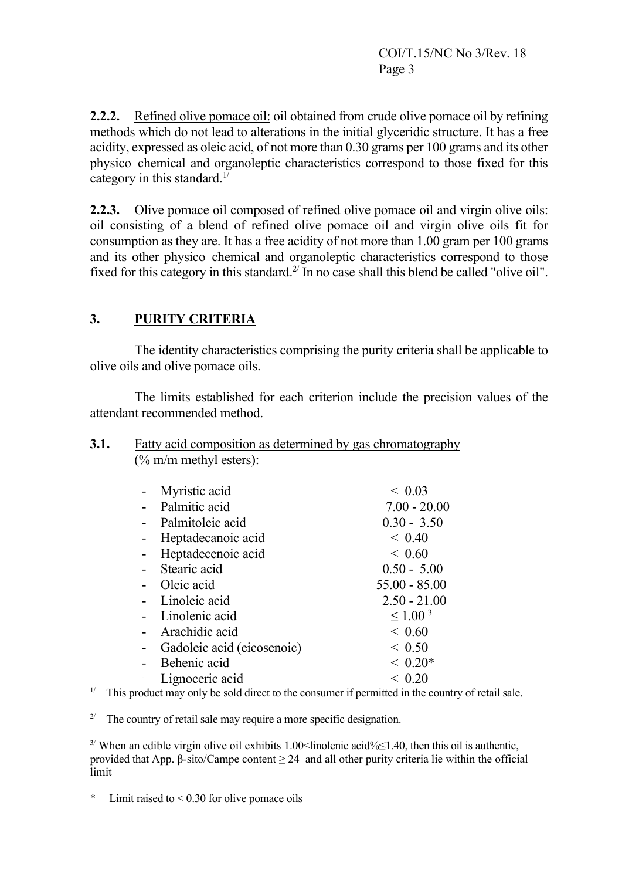**2.2.2.** Refined olive pomace oil: oil obtained from crude olive pomace oil by refining methods which do not lead to alterations in the initial glyceridic structure. It has a free acidity, expressed as oleic acid, of not more than 0.30 grams per 100 grams and its other physico–chemical and organoleptic characteristics correspond to those fixed for this category in this standard.[1/]

**2.2.3.** Olive pomace oil composed of refined olive pomace oil and virgin olive oils: oil consisting of a blend of refined olive pomace oil and virgin olive oils fit for consumption as they are. It has a free acidity of not more than 1.00 gram per 100 grams and its other physico–chemical and organoleptic characteristics correspond to those fixed for this category in this standard.[2/] In no case shall this blend be called "olive oil".

## 3. PURITY CRITERIA

The identity characteristics comprising the purity criteria shall be applicable to olive oils and olive pomace oils.

The limits established for each criterion include the precision values of the attendant recommended method.

**3.1.** Fatty acid composition as determined by gas chromatography (% m/m methyl esters):

| | |
|---|---|
| - Myristic acid | ≤ 0.03 |
| - Palmitic acid | 7.00 - 20.00 |
| - Palmitoleic acid | 0.30 - 3.50 |
| - Heptadecanoic acid | ≤ 0.40 |
| - Heptadecenoic acid | ≤ 0.60 |
| - Stearic acid | 0.50 - 5.00 |
| - Oleic acid | 55.00 - 85.00 |
| - Linoleic acid | 2.50 - 21.00 |
| - Linolenic acid | ≤ 1.00 [3] |
| - Arachidic acid | ≤ 0.60 |
| - Gadoleic acid (eicosenoic) | ≤ 0.50 |
| - Behenic acid | ≤ 0.20* |
| - Lignoceric acid | ≤ 0.20 |

[1/] This product may only be sold direct to the consumer if permitted in the country of retail sale.

[2/] The country of retail sale may require a more specific designation.

[3/] When an edible virgin olive oil exhibits 1.00<linolenic acid%≤1.40, then this oil is authentic, provided that App. β-sito/Campe content ≥ 24 and all other purity criteria lie within the official limit

\* Limit raised to ≤ 0.30 for olive pomace oils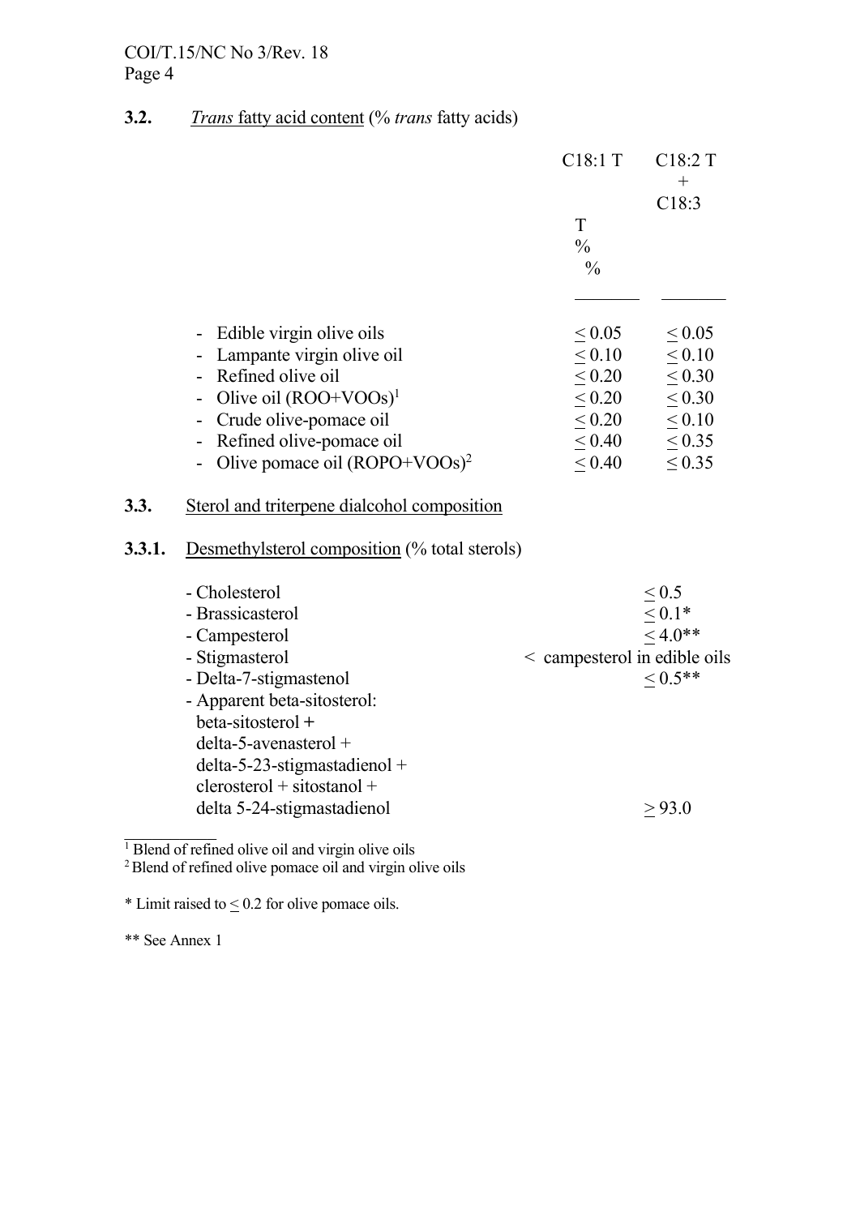**3.2.** *Trans* fatty acid content (% *trans* fatty acids)

| | C18:1 T % | C18:2 T + C18:3 T % |
|---|---|---|
| - Edible virgin olive oils | ≤ 0.05 | ≤ 0.05 |
| - Lampante virgin olive oil | ≤ 0.10 | ≤ 0.10 |
| - Refined olive oil | ≤ 0.20 | ≤ 0.30 |
| - Olive oil (ROO+VOOs)[1] | ≤ 0.20 | ≤ 0.30 |
| - Crude olive-pomace oil | ≤ 0.20 | ≤ 0.10 |
| - Refined olive-pomace oil | ≤ 0.40 | ≤ 0.35 |
| - Olive pomace oil (ROPO+VOOs)[2] | ≤ 0.40 | ≤ 0.35 |

**3.3.** Sterol and triterpene dialcohol composition

**3.3.1.** Desmethylsterol composition (% total sterols)

| | |
|---|---|
| - Cholesterol | ≤ 0.5 |
| - Brassicasterol | ≤ 0.1* |
| - Campesterol | ≤ 4.0** |
| - Stigmasterol | < campesterol in edible oils |
| - Delta-7-stigmastenol | ≤ 0.5** |
| - Apparent beta-sitosterol: beta-sitosterol + delta-5-avenasterol + delta-5-23-stigmastadienol + clerosterol + sitostanol + delta 5-24-stigmastadienol | ≥ 93.0 |

[1] Blend of refined olive oil and virgin olive oils

[2] Blend of refined olive pomace oil and virgin olive oils

\* Limit raised to ≤ 0.2 for olive pomace oils.

\** See Annex 1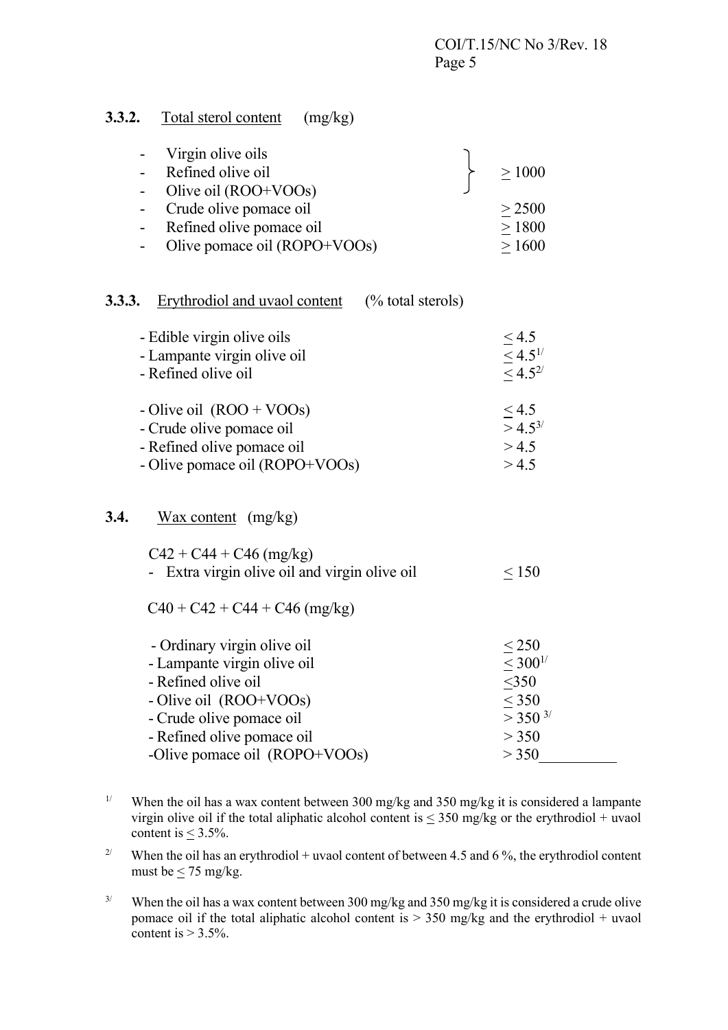### 3.3.2. Total sterol content (mg/kg)

| | |
|---|---|
| - Virgin olive oils | ≥ 1000 |
| - Refined olive oil | ≥ 1000 |
| - Olive oil (ROO+VOOs) | ≥ 1000 |
| - Crude olive pomace oil | ≥ 2500 |
| - Refined olive pomace oil | ≥ 1800 |
| - Olive pomace oil (ROPO+VOOs) | ≥ 1600 |

### 3.3.3. Erythrodiol and uvaol content (% total sterols)

| | |
|---|---|
| - Edible virgin olive oils | ≤ 4.5 |
| - Lampante virgin olive oil | ≤ 4.5[1/] |
| - Refined olive oil | ≤ 4.5[2/] |
| - Olive oil (ROO + VOOs) | ≤ 4.5 |
| - Crude olive pomace oil | > 4.5[3/] |
| - Refined olive pomace oil | > 4.5 |
| - Olive pomace oil (ROPO+VOOs) | > 4.5 |

### 3.4. Wax content (mg/kg)

C42 + C44 + C46 (mg/kg)

| | |
|---|---|
| - Extra virgin olive oil and virgin olive oil | ≤ 150 |

C40 + C42 + C44 + C46 (mg/kg)

| | |
|---|---|
| - Ordinary virgin olive oil | ≤ 250 |
| - Lampante virgin olive oil | ≤ 300[1/] |
| - Refined olive oil | ≤350 |
| - Olive oil (ROO+VOOs) | ≤ 350 |
| - Crude olive pomace oil | > 350 [3/] |
| - Refined olive pomace oil | > 350 |
| -Olive pomace oil (ROPO+VOOs) | > 350 |

[1/] When the oil has a wax content between 300 mg/kg and 350 mg/kg it is considered a lampante virgin olive oil if the total aliphatic alcohol content is ≤ 350 mg/kg or the erythrodiol + uvaol content is ≤ 3.5%.

[2/] When the oil has an erythrodiol + uvaol content of between 4.5 and 6 %, the erythrodiol content must be ≤ 75 mg/kg.

[3/] When the oil has a wax content between 300 mg/kg and 350 mg/kg it is considered a crude olive pomace oil if the total aliphatic alcohol content is > 350 mg/kg and the erythrodiol + uvaol content is > 3.5%.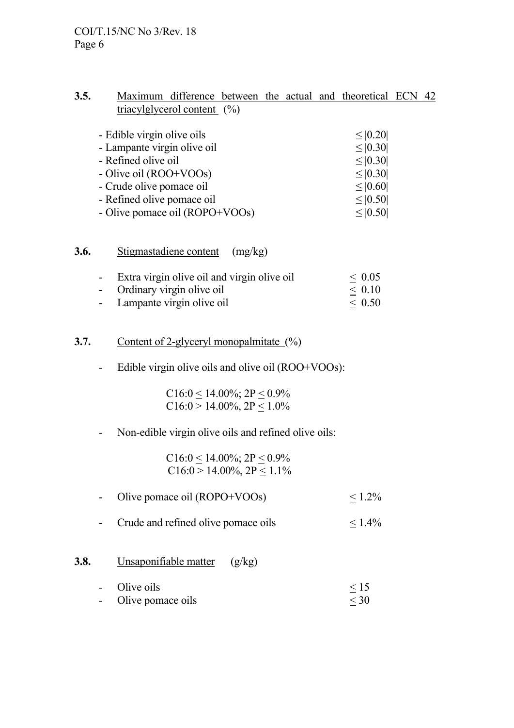### 3.5. Maximum difference between the actual and theoretical ECN 42 triacylglycerol content (%)

| | |
|---|---|
| - Edible virgin olive oils | ≤ \|0.20\| |
| - Lampante virgin olive oil | ≤ \|0.30\| |
| - Refined olive oil | ≤ \|0.30\| |
| - Olive oil (ROO+VOOs) | ≤ \|0.30\| |
| - Crude olive pomace oil | ≤ \|0.60\| |
| - Refined olive pomace oil | ≤ \|0.50\| |
| - Olive pomace oil (ROPO+VOOs) | ≤ \|0.50\| |

### 3.6. Stigmastadiene content (mg/kg)

| | |
|---|---|
| - Extra virgin olive oil and virgin olive oil | ≤ 0.05 |
| - Ordinary virgin olive oil | ≤ 0.10 |
| - Lampante virgin olive oil | ≤ 0.50 |

### 3.7. Content of 2-glyceryl monopalmitate (%)

- Edible virgin olive oils and olive oil (ROO+VOOs):

  C16:0 ≤ 14.00%; 2P ≤ 0.9%
  C16:0 > 14.00%, 2P ≤ 1.0%

- Non-edible virgin olive oils and refined olive oils:

  C16:0 ≤ 14.00%; 2P ≤ 0.9%
  C16:0 > 14.00%, 2P ≤ 1.1%

| | |
|---|---|
| - Olive pomace oil (ROPO+VOOs) | ≤ 1.2% |
| - Crude and refined olive pomace oils | ≤ 1.4% |

### 3.8. Unsaponifiable matter (g/kg)

| | |
|---|---|
| - Olive oils | ≤ 15 |
| - Olive pomace oils | ≤ 30 |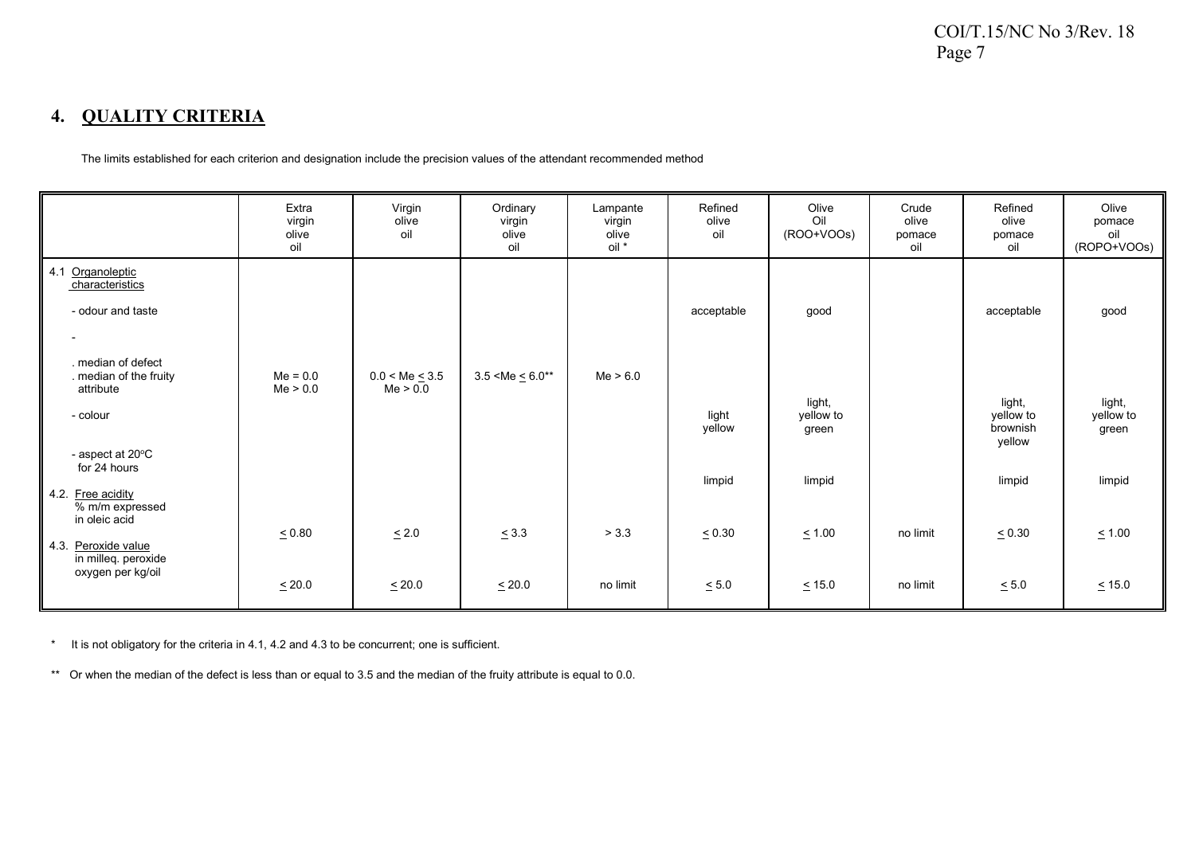## 4. QUALITY CRITERIA

The limits established for each criterion and designation include the precision values of the attendant recommended method

| | Extra virgin olive oil | Virgin olive oil | Ordinary virgin olive oil | Lampante virgin olive oil * | Refined olive oil | Olive Oil (ROO+VOOs) | Crude olive pomace oil | Refined olive pomace oil | Olive pomace oil (ROPO+VOOs) |
|---|---|---|---|---|---|---|---|---|---|
| 4.1 Organoleptic characteristics | | | | | | | | | |
| - odour and taste | | | | | acceptable | good | | acceptable | good |
| - | | | | | | | | | |
| . median of defect | Me = 0.0 | 0.0 < Me ≤ 3.5 | 3.5 <Me ≤ 6.0** | Me > 6.0 | | | | | |
| . median of the fruity attribute | Me > 0.0 | Me > 0.0 | | | | | | | |
| - colour | | | | | light yellow | light, yellow to green | | light, yellow to brownish yellow | light, yellow to green |
| - aspect at 20°C for 24 hours | | | | | limpid | limpid | | limpid | limpid |
| 4.2. Free acidity % m/m expressed in oleic acid | ≤ 0.80 | ≤ 2.0 | ≤ 3.3 | > 3.3 | ≤ 0.30 | ≤ 1.00 | no limit | ≤ 0.30 | ≤ 1.00 |
| 4.3. Peroxide value in milleq. peroxide oxygen per kg/oil | ≤ 20.0 | ≤ 20.0 | ≤ 20.0 | no limit | ≤ 5.0 | ≤ 15.0 | no limit | ≤ 5.0 | ≤ 15.0 |

\* It is not obligatory for the criteria in 4.1, 4.2 and 4.3 to be concurrent; one is sufficient.

\*\* Or when the median of the defect is less than or equal to 3.5 and the median of the fruity attribute is equal to 0.0.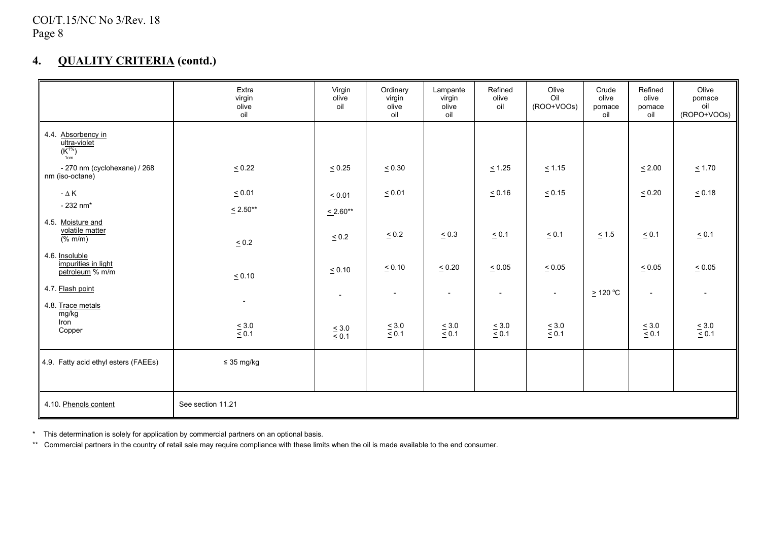## 4. QUALITY CRITERIA (contd.)

| | Extra virgin olive oil | Virgin olive oil | Ordinary virgin olive oil | Lampante virgin olive oil | Refined olive oil | Olive Oil (ROO+VOOs) | Crude olive pomace oil | Refined olive pomace oil | Olive pomace oil (ROPO+VOOs) |
|---|---|---|---|---|---|---|---|---|---|
| 4.4. Absorbency in ultra-violet ($K^{1\%}_{1cm}$) | | | | | | | | | |
| - 270 nm (cyclohexane) / 268 nm (iso-octane) | ≤ 0.22 | ≤ 0.25 | ≤ 0.30 | | ≤ 1.25 | ≤ 1.15 | | ≤ 2.00 | ≤ 1.70 |
| - Δ K | ≤ 0.01 | ≤ 0.01 | ≤ 0.01 | | ≤ 0.16 | ≤ 0.15 | | ≤ 0.20 | ≤ 0.18 |
| - 232 nm* | ≤ 2.50** | ≤ 2.60** | | | | | | | |
| 4.5. Moisture and volatile matter (% m/m) | ≤ 0.2 | ≤ 0.2 | ≤ 0.2 | ≤ 0.3 | ≤ 0.1 | ≤ 0.1 | ≤ 1.5 | ≤ 0.1 | ≤ 0.1 |
| 4.6. Insoluble impurities in light petroleum % m/m | ≤ 0.10 | ≤ 0.10 | ≤ 0.10 | ≤ 0.20 | ≤ 0.05 | ≤ 0.05 | | ≤ 0.05 | ≤ 0.05 |
| 4.7. Flash point | - | - | - | - | - | - | ≥ 120 ºC | - | - |
| 4.8. Trace metals mg/kg | | | | | | | | | |
| Iron | ≤ 3.0 | ≤ 3.0 | ≤ 3.0 | ≤ 3.0 | ≤ 3.0 | ≤ 3.0 | | ≤ 3.0 | ≤ 3.0 |
| Copper | ≤ 0.1 | ≤ 0.1 | ≤ 0.1 | ≤ 0.1 | ≤ 0.1 | ≤ 0.1 | | ≤ 0.1 | ≤ 0.1 |
| 4.9. Fatty acid ethyl esters (FAEEs) | ≤ 35 mg/kg | | | | | | | | |
| 4.10. Phenols content | See section 11.21 | | | | | | | | |

\* This determination is solely for application by commercial partners on an optional basis.

\*\* Commercial partners in the country of retail sale may require compliance with these limits when the oil is made available to the end consumer.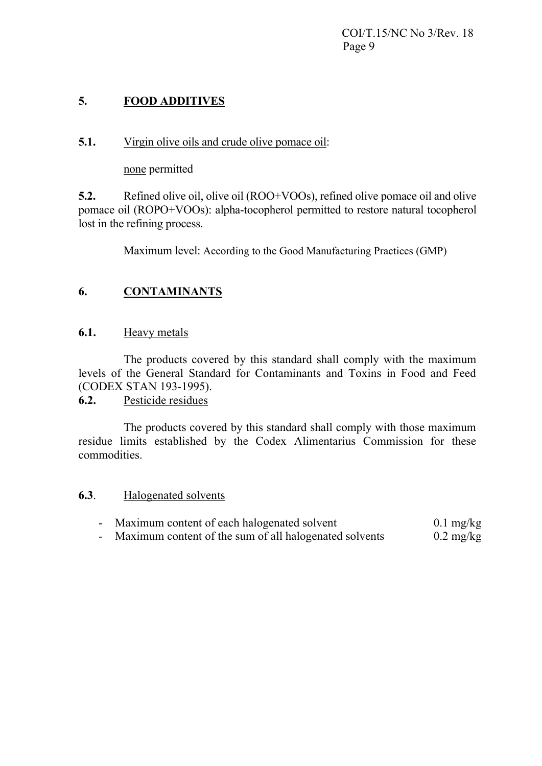## 5. FOOD ADDITIVES

**5.1.** Virgin olive oils and crude olive pomace oil:

none permitted

**5.2.** Refined olive oil, olive oil (ROO+VOOs), refined olive pomace oil and olive pomace oil (ROPO+VOOs): alpha-tocopherol permitted to restore natural tocopherol lost in the refining process.

Maximum level: According to the Good Manufacturing Practices (GMP)

## 6. CONTAMINANTS

**6.1.** Heavy metals

The products covered by this standard shall comply with the maximum levels of the General Standard for Contaminants and Toxins in Food and Feed (CODEX STAN 193-1995).

**6.2.** Pesticide residues

The products covered by this standard shall comply with those maximum residue limits established by the Codex Alimentarius Commission for these commodities.

**6.3**. Halogenated solvents

- Maximum content of each halogenated solvent 0.1 mg/kg
- Maximum content of the sum of all halogenated solvents 0.2 mg/kg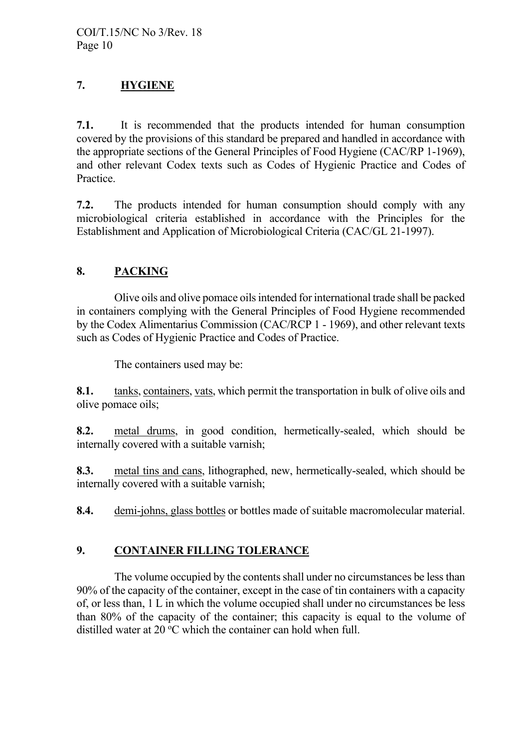## 7. **HYGIENE**

**7.1.** It is recommended that the products intended for human consumption covered by the provisions of this standard be prepared and handled in accordance with the appropriate sections of the General Principles of Food Hygiene (CAC/RP 1-1969), and other relevant Codex texts such as Codes of Hygienic Practice and Codes of Practice.

**7.2.** The products intended for human consumption should comply with any microbiological criteria established in accordance with the Principles for the Establishment and Application of Microbiological Criteria (CAC/GL 21-1997).

## 8. **PACKING**

Olive oils and olive pomace oils intended for international trade shall be packed in containers complying with the General Principles of Food Hygiene recommended by the Codex Alimentarius Commission (CAC/RCP 1 - 1969), and other relevant texts such as Codes of Hygienic Practice and Codes of Practice.

The containers used may be:

**8.1.** tanks, containers, vats, which permit the transportation in bulk of olive oils and olive pomace oils;

**8.2.** metal drums, in good condition, hermetically-sealed, which should be internally covered with a suitable varnish;

**8.3.** metal tins and cans, lithographed, new, hermetically-sealed, which should be internally covered with a suitable varnish;

**8.4.** demi-johns, glass bottles or bottles made of suitable macromolecular material.

## 9. **CONTAINER FILLING TOLERANCE**

The volume occupied by the contents shall under no circumstances be less than 90% of the capacity of the container, except in the case of tin containers with a capacity of, or less than, 1 L in which the volume occupied shall under no circumstances be less than 80% of the capacity of the container; this capacity is equal to the volume of distilled water at 20 ºC which the container can hold when full.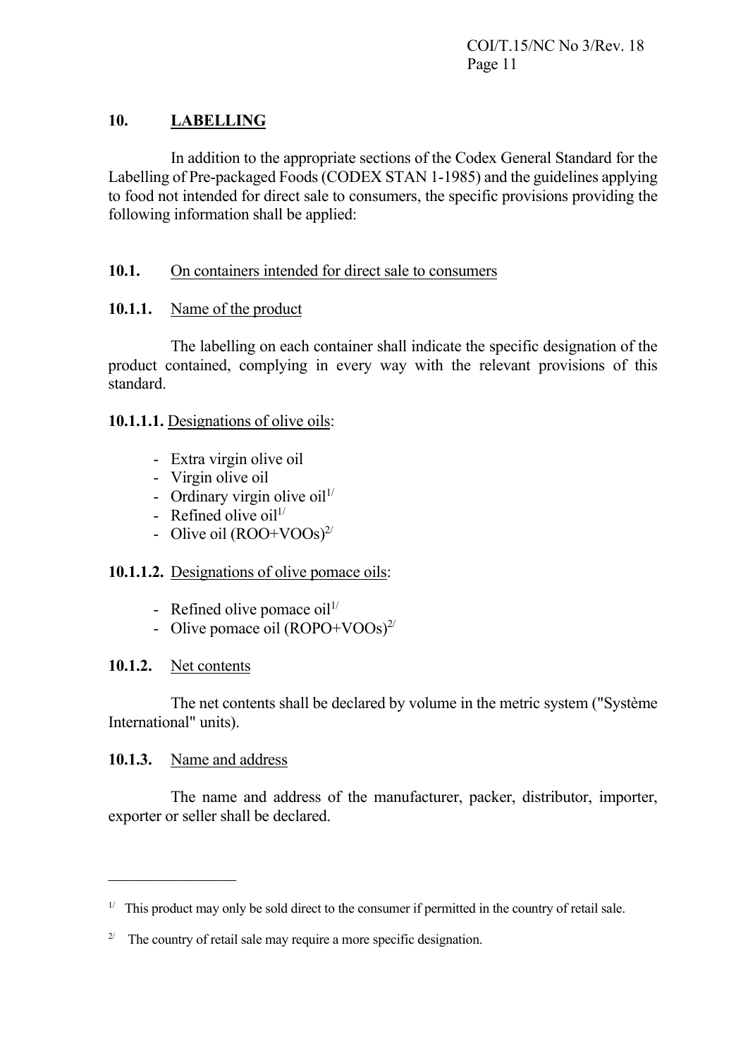## 10. LABELLING

In addition to the appropriate sections of the Codex General Standard for the Labelling of Pre-packaged Foods (CODEX STAN 1-1985) and the guidelines applying to food not intended for direct sale to consumers, the specific provisions providing the following information shall be applied:

### 10.1. On containers intended for direct sale to consumers

#### 10.1.1. Name of the product

The labelling on each container shall indicate the specific designation of the product contained, complying in every way with the relevant provisions of this standard.

**10.1.1.1.** Designations of olive oils:

- Extra virgin olive oil
- Virgin olive oil
- Ordinary virgin olive oil[1/]
- Refined olive oil[1/]
- Olive oil (ROO+VOOs)[2/]

**10.1.1.2.** Designations of olive pomace oils:

- Refined olive pomace oil[1/]
- Olive pomace oil (ROPO+VOOs)[2/]

#### 10.1.2. Net contents

The net contents shall be declared by volume in the metric system ("Système International" units).

#### 10.1.3. Name and address

The name and address of the manufacturer, packer, distributor, importer, exporter or seller shall be declared.

---

[1/] This product may only be sold direct to the consumer if permitted in the country of retail sale.

[2/] The country of retail sale may require a more specific designation.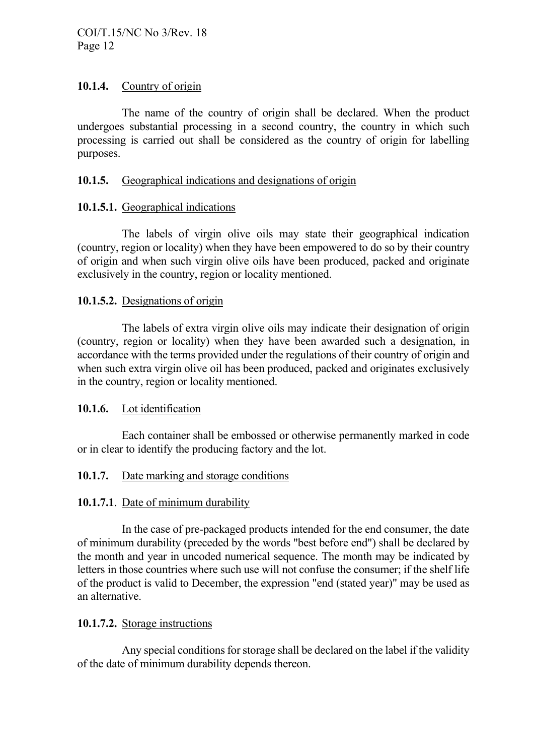#### 10.1.4. Country of origin

The name of the country of origin shall be declared. When the product undergoes substantial processing in a second country, the country in which such processing is carried out shall be considered as the country of origin for labelling purposes.

#### 10.1.5. Geographical indications and designations of origin

##### 10.1.5.1. Geographical indications

The labels of virgin olive oils may state their geographical indication (country, region or locality) when they have been empowered to do so by their country of origin and when such virgin olive oils have been produced, packed and originate exclusively in the country, region or locality mentioned.

##### 10.1.5.2. Designations of origin

The labels of extra virgin olive oils may indicate their designation of origin (country, region or locality) when they have been awarded such a designation, in accordance with the terms provided under the regulations of their country of origin and when such extra virgin olive oil has been produced, packed and originates exclusively in the country, region or locality mentioned.

#### 10.1.6. Lot identification

Each container shall be embossed or otherwise permanently marked in code or in clear to identify the producing factory and the lot.

#### 10.1.7. Date marking and storage conditions

##### 10.1.7.1. Date of minimum durability

In the case of pre-packaged products intended for the end consumer, the date of minimum durability (preceded by the words "best before end") shall be declared by the month and year in uncoded numerical sequence. The month may be indicated by letters in those countries where such use will not confuse the consumer; if the shelf life of the product is valid to December, the expression "end (stated year)" may be used as an alternative.

##### 10.1.7.2. Storage instructions

Any special conditions for storage shall be declared on the label if the validity of the date of minimum durability depends thereon.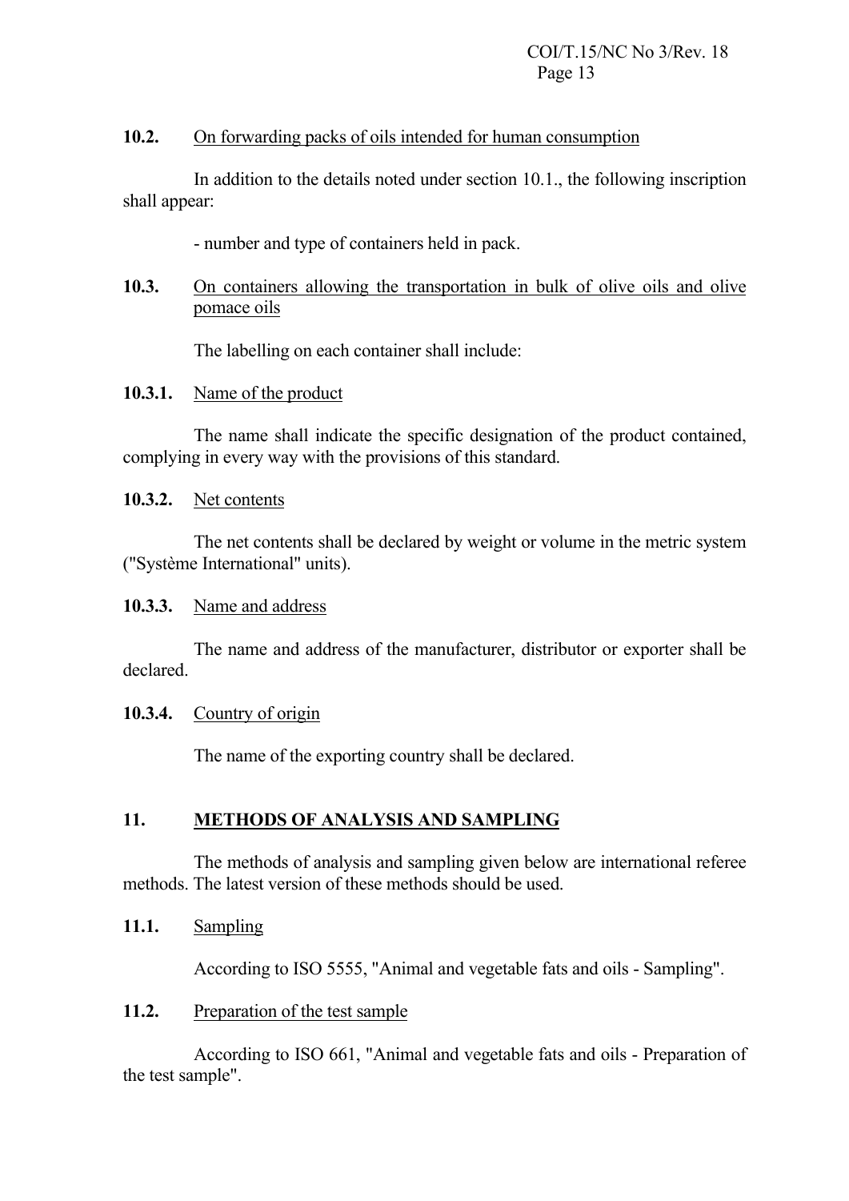### 10.2. On forwarding packs of oils intended for human consumption

In addition to the details noted under section 10.1., the following inscription shall appear:

- number and type of containers held in pack.

### 10.3. On containers allowing the transportation in bulk of olive oils and olive pomace oils

The labelling on each container shall include:

#### 10.3.1. Name of the product

The name shall indicate the specific designation of the product contained, complying in every way with the provisions of this standard.

#### 10.3.2. Net contents

The net contents shall be declared by weight or volume in the metric system ("Système International" units).

#### 10.3.3. Name and address

The name and address of the manufacturer, distributor or exporter shall be declared.

#### 10.3.4. Country of origin

The name of the exporting country shall be declared.

## 11. METHODS OF ANALYSIS AND SAMPLING

The methods of analysis and sampling given below are international referee methods. The latest version of these methods should be used.

### 11.1. Sampling

According to ISO 5555, "Animal and vegetable fats and oils - Sampling".

### 11.2. Preparation of the test sample

According to ISO 661, "Animal and vegetable fats and oils - Preparation of the test sample".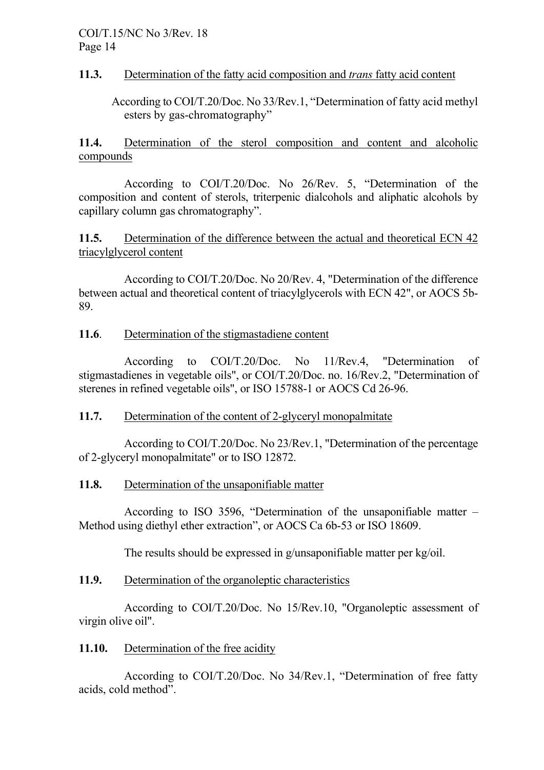**11.3.** Determination of the fatty acid composition and *trans* fatty acid content

According to COI/T.20/Doc. No 33/Rev.1, "Determination of fatty acid methyl esters by gas-chromatography"

**11.4.** Determination of the sterol composition and content and alcoholic compounds

According to COI/T.20/Doc. No 26/Rev. 5, "Determination of the composition and content of sterols, triterpenic dialcohols and aliphatic alcohols by capillary column gas chromatography".

**11.5.** Determination of the difference between the actual and theoretical ECN 42 triacylglycerol content

According to COI/T.20/Doc. No 20/Rev. 4, "Determination of the difference between actual and theoretical content of triacylglycerols with ECN 42", or AOCS 5b-89.

**11.6**. Determination of the stigmastadiene content

According to COI/T.20/Doc. No 11/Rev.4, "Determination of stigmastadienes in vegetable oils", or COI/T.20/Doc. no. 16/Rev.2, "Determination of sterenes in refined vegetable oils", or ISO 15788-1 or AOCS Cd 26-96.

**11.7.** Determination of the content of 2-glyceryl monopalmitate

According to COI/T.20/Doc. No 23/Rev.1, "Determination of the percentage of 2-glyceryl monopalmitate" or to ISO 12872.

**11.8.** Determination of the unsaponifiable matter

According to ISO 3596, "Determination of the unsaponifiable matter – Method using diethyl ether extraction", or AOCS Ca 6b-53 or ISO 18609.

The results should be expressed in g/unsaponifiable matter per kg/oil.

**11.9.** Determination of the organoleptic characteristics

According to COI/T.20/Doc. No 15/Rev.10, "Organoleptic assessment of virgin olive oil".

**11.10.** Determination of the free acidity

According to COI/T.20/Doc. No 34/Rev.1, "Determination of free fatty acids, cold method".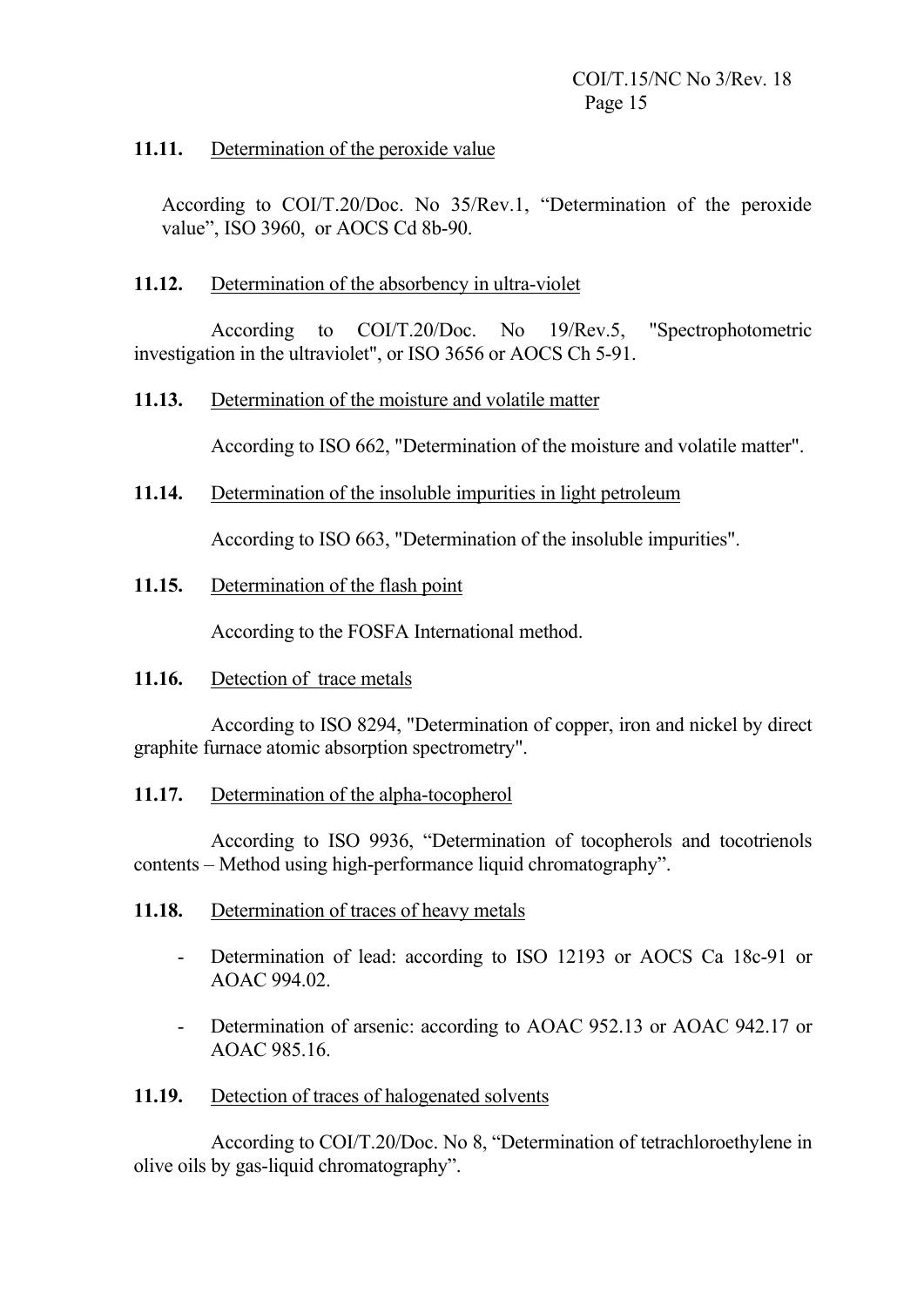**11.11.** Determination of the peroxide value

According to COI/T.20/Doc. No 35/Rev.1, "Determination of the peroxide value", ISO 3960, or AOCS Cd 8b-90.

**11.12.** Determination of the absorbency in ultra-violet

According to COI/T.20/Doc. No 19/Rev.5, "Spectrophotometric investigation in the ultraviolet", or ISO 3656 or AOCS Ch 5-91.

**11.13.** Determination of the moisture and volatile matter

According to ISO 662, "Determination of the moisture and volatile matter".

**11.14.** Determination of the insoluble impurities in light petroleum

According to ISO 663, "Determination of the insoluble impurities".

**11.15.** Determination of the flash point

According to the FOSFA International method.

**11.16.** Detection of trace metals

According to ISO 8294, "Determination of copper, iron and nickel by direct graphite furnace atomic absorption spectrometry".

**11.17.** Determination of the alpha-tocopherol

According to ISO 9936, "Determination of tocopherols and tocotrienols contents – Method using high-performance liquid chromatography".

**11.18.** Determination of traces of heavy metals

- Determination of lead: according to ISO 12193 or AOCS Ca 18c-91 or AOAC 994.02.

- Determination of arsenic: according to AOAC 952.13 or AOAC 942.17 or AOAC 985.16.

**11.19.** Detection of traces of halogenated solvents

According to COI/T.20/Doc. No 8, "Determination of tetrachloroethylene in olive oils by gas-liquid chromatography".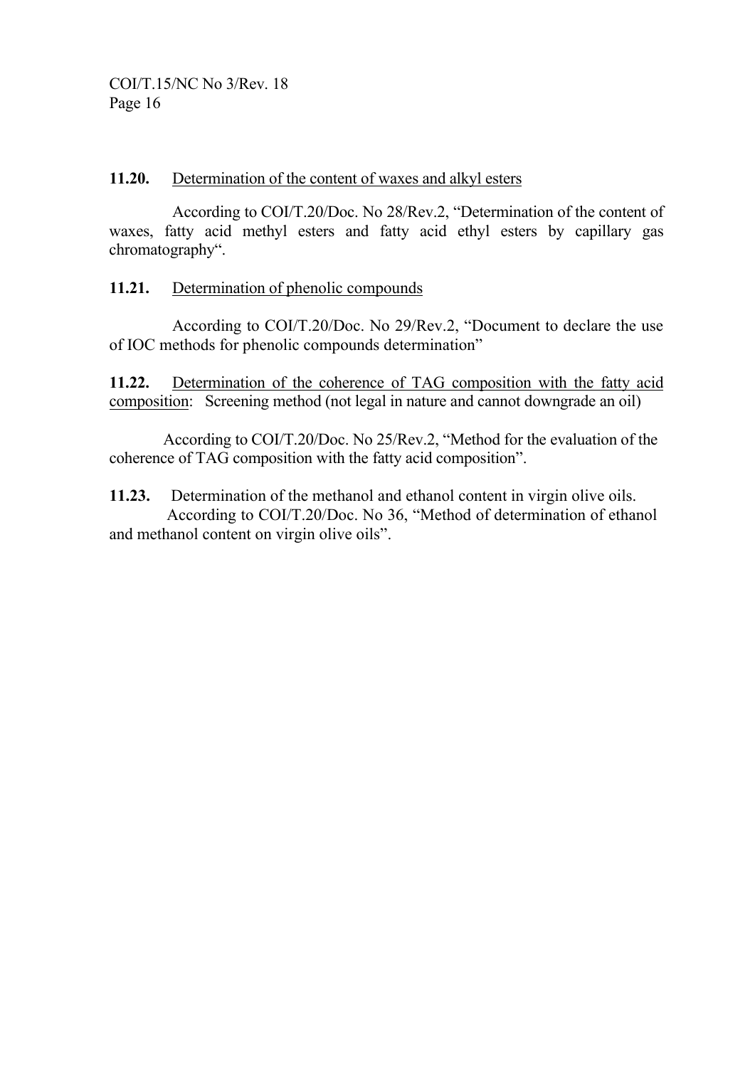**11.20.** Determination of the content of waxes and alkyl esters

According to COI/T.20/Doc. No 28/Rev.2, "Determination of the content of waxes, fatty acid methyl esters and fatty acid ethyl esters by capillary gas chromatography".

**11.21.** Determination of phenolic compounds

According to COI/T.20/Doc. No 29/Rev.2, "Document to declare the use of IOC methods for phenolic compounds determination"

**11.22.** Determination of the coherence of TAG composition with the fatty acid composition: Screening method (not legal in nature and cannot downgrade an oil)

According to COI/T.20/Doc. No 25/Rev.2, "Method for the evaluation of the coherence of TAG composition with the fatty acid composition".

**11.23.** Determination of the methanol and ethanol content in virgin olive oils.
According to COI/T.20/Doc. No 36, "Method of determination of ethanol and methanol content on virgin olive oils".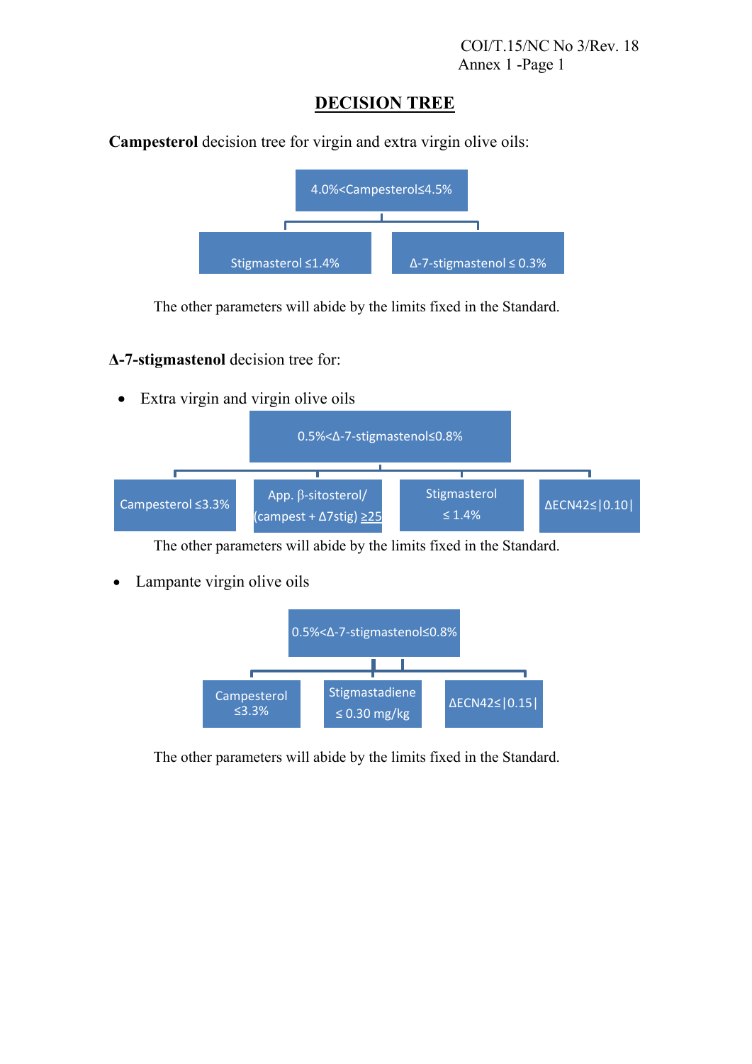## DECISION TREE

**Campesterol** decision tree for virgin and extra virgin olive oils:

- 4.0%<Campesterol≤4.5%
  - Stigmasterol ≤1.4%
  - Δ-7-stigmastenol ≤ 0.3%

The other parameters will abide by the limits fixed in the Standard.

**Δ-7-stigmastenol** decision tree for:

- Extra virgin and virgin olive oils

- 0.5%<Δ-7-stigmastenol≤0.8%
  - Campesterol ≤3.3%
  - App. β-sitosterol/(campest + Δ7stig) ≥25
  - Stigmasterol ≤ 1.4%
  - ΔECN42≤|0.10|

The other parameters will abide by the limits fixed in the Standard.

- Lampante virgin olive oils

- 0.5%<Δ-7-stigmastenol≤0.8%
  - Campesterol ≤3.3%
  - Stigmastadiene ≤ 0.30 mg/kg
  - ΔECN42≤|0.15|

The other parameters will abide by the limits fixed in the Standard.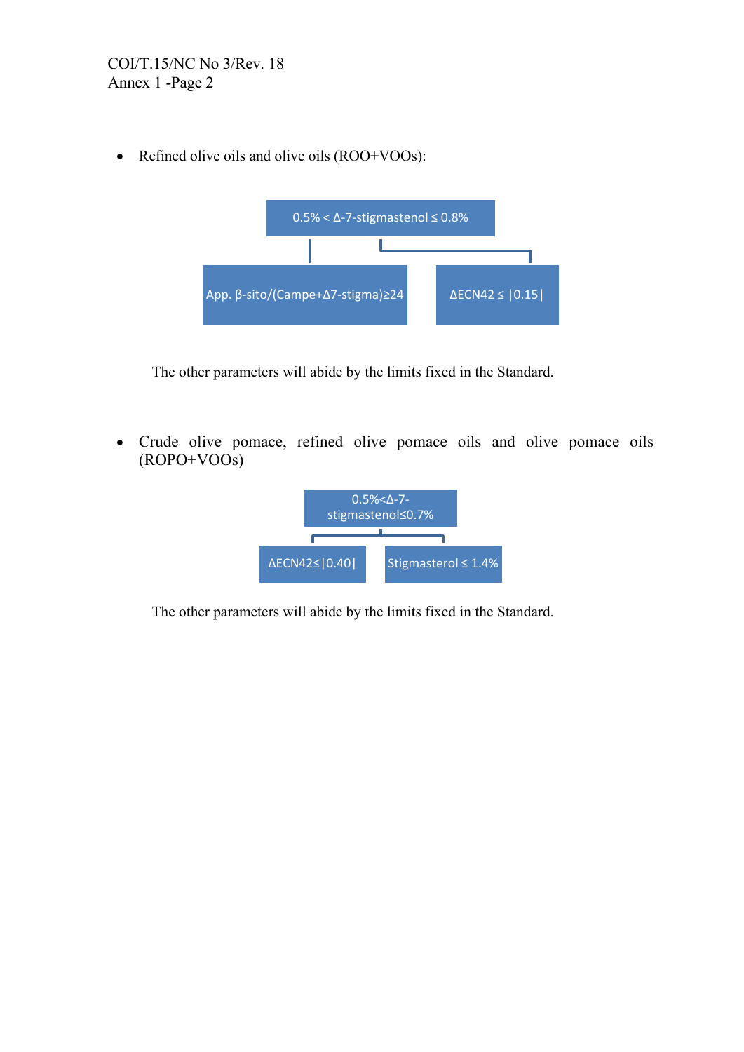- Refined olive oils and olive oils (ROO+VOOs):

0.5% < Δ-7-stigmastenol ≤ 0.8%

App. β-sito/(Campe+Δ7-stigma)≥24

ΔECN42 ≤ |0.15|

The other parameters will abide by the limits fixed in the Standard.

- Crude olive pomace, refined olive pomace oils and olive pomace oils (ROPO+VOOs)

0.5%<Δ-7-stigmastenol≤0.7%

ΔECN42≤|0.40|

Stigmasterol ≤ 1.4%

The other parameters will abide by the limits fixed in the Standard.